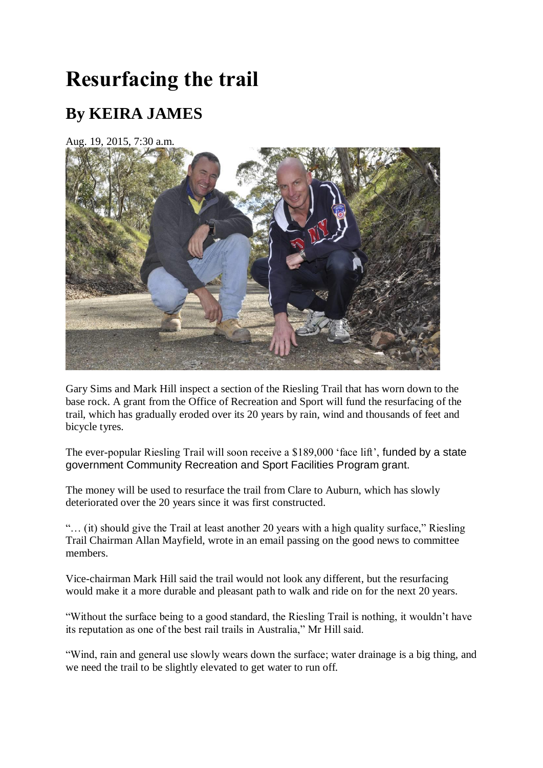# Resurfacing the trail

## By KEIRA JAMES

Aug. 19, 2015, 7:30 a.m.

Gary Sims and Mark Hill inspect a section of the Riesling Trail that has worn down to the base rock. A grant from the Office of Recreation and Sport will fund the resurfacing of the trail, which has gradually eroded over its 20 years by rain, wind and thousands of feet and bicycle tyres.

The ever-popular Riesling Trail will soon receive a $189,000 'face lift', funded by a state government Community Recreation and Sport Facilities Program grant.

The money will be used to resurface the trail from Clare to Auburn, which has slowly deteriorated over the 20 years since it was first constructed.

"… (it) should give the Trail at least another 20 years with a high quality surface," Riesling Trail Chairman Allan Mayfield, wrote in an email passing on the good news to committee members.

Vice-chairman Mark Hill said the trail would not look any different, but the resurfacing would make it a more durable and pleasant path to walk and ride on for the next 20 years.

"Without the surface being to a good standard, the Riesling Trail is nothing, it wouldn't have its reputation as one of the best rail trails in Australia," Mr Hill said.

"Wind, rain and general use slowly wears down the surface; water drainage is a big thing, and we need the trail to be slightly elevated to get water to run off.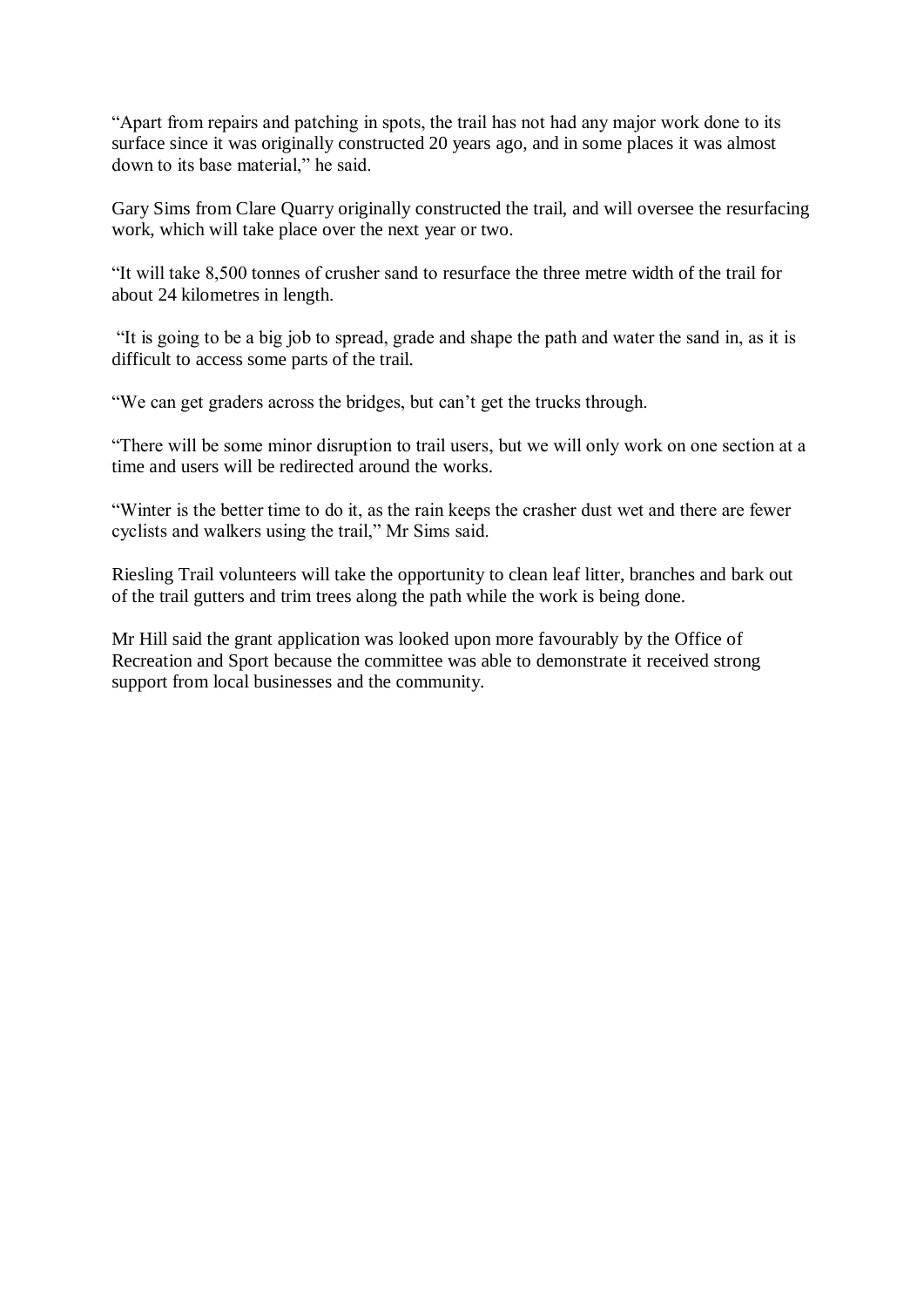"Apart from repairs and patching in spots, the trail has not had any major work done to its surface since it was originally constructed 20 years ago, and in some places it was almost down to its base material," he said.

Gary Sims from Clare Quarry originally constructed the trail, and will oversee the resurfacing work, which will take place over the next year or two.

"It will take 8,500 tonnes of crusher sand to resurface the three metre width of the trail for about 24 kilometres in length.

"It is going to be a big job to spread, grade and shape the path and water the sand in, as it is difficult to access some parts of the trail.

"We can get graders across the bridges, but can't get the trucks through.

"There will be some minor disruption to trail users, but we will only work on one section at a time and users will be redirected around the works.

"Winter is the better time to do it, as the rain keeps the crasher dust wet and there are fewer cyclists and walkers using the trail," Mr Sims said.

Riesling Trail volunteers will take the opportunity to clean leaf litter, branches and bark out of the trail gutters and trim trees along the path while the work is being done.

Mr Hill said the grant application was looked upon more favourably by the Office of Recreation and Sport because the committee was able to demonstrate it received strong support from local businesses and the community.